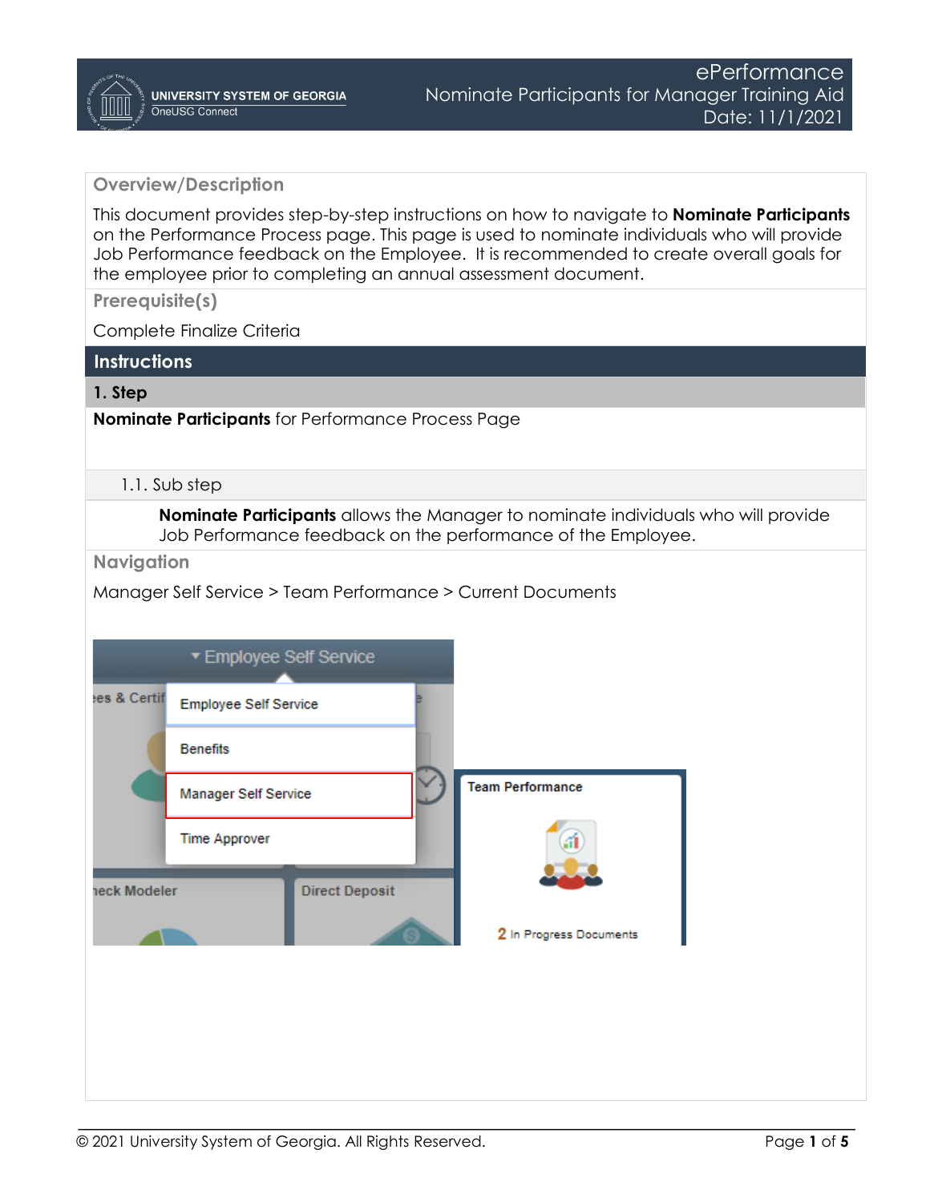# ePerformance

## Nominate Participants for Manager Training Aid

Date: 11/1/2021

### Overview/Description

This document provides step-by-step instructions on how to navigate to **Nominate Participants** on the Performance Process page. This page is used to nominate individuals who will provide Job Performance feedback on the Employee. It is recommended to create overall goals for the employee prior to completing an annual assessment document.

### Prerequisite(s)

Complete Finalize Criteria

## Instructions

### 1. Step

**Nominate Participants** for Performance Process Page

#### 1.1. Sub step

**Nominate Participants** allows the Manager to nominate individuals who will provide Job Performance feedback on the performance of the Employee.

### Navigation

Manager Self Service > Team Performance > Current Documents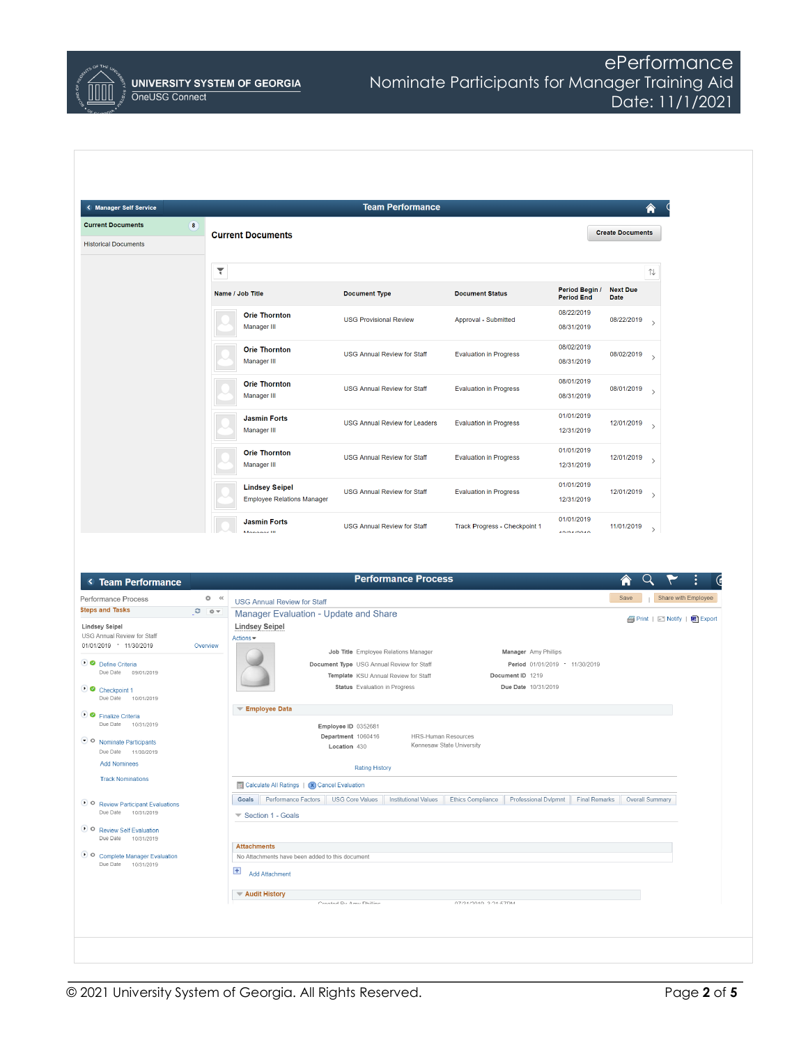Manager Self Service

Team Performance

Current Documents 8

Historical Documents

## Current Documents

Create Documents

| Name / Job Title | Document Type | Document Status | Period Begin / Period End | Next Due Date |
|---|---|---|---|---|
| Orie Thornton<br>Manager III | USG Provisional Review | Approval - Submitted | 08/22/2019<br>08/31/2019 | 08/22/2019 |
| Orie Thornton<br>Manager III | USG Annual Review for Staff | Evaluation in Progress | 08/02/2019<br>08/31/2019 | 08/02/2019 |
| Orie Thornton<br>Manager III | USG Annual Review for Staff | Evaluation in Progress | 08/01/2019<br>08/31/2019 | 08/01/2019 |
| Jasmin Forts<br>Manager III | USG Annual Review for Leaders | Evaluation in Progress | 01/01/2019<br>12/31/2019 | 12/01/2019 |
| Orie Thornton<br>Manager III | USG Annual Review for Staff | Evaluation in Progress | 01/01/2019<br>12/31/2019 | 12/01/2019 |
| Lindsey Seipel<br>Employee Relations Manager | USG Annual Review for Staff | Evaluation in Progress | 01/01/2019<br>12/31/2019 | 12/01/2019 |
| Jasmin Forts<br>Manager III | USG Annual Review for Staff | Track Progress - Checkpoint 1 | 01/01/2019 | 11/01/2019 |

Team Performance

Performance Process

Performance Process

Steps and Tasks

Lindsey Seipel
USG Annual Review for Staff
01/01/2019 - 11/30/2019 Overview

- Define Criteria — Due Date 09/01/2019
- Checkpoint 1 — Due Date 10/01/2019
- Finalize Criteria — Due Date 10/31/2019
- Nominate Participants — Due Date 11/30/2019
  - Add Nominees
  - Track Nominations
- Review Participant Evaluations — Due Date 10/31/2019
- Review Self Evaluation — Due Date 10/31/2019
- Complete Manager Evaluation — Due Date 10/31/2019

Save | Share with Employee

USG Annual Review for Staff

Manager Evaluation - Update and Share

Lindsey Seipel

Print | Notify | Export

Actions

Job Title Employee Relations Manager
Document Type USG Annual Review for Staff
Template KSU Annual Review for Staff
Status Evaluation in Progress

Manager Amy Phillips
Period 01/01/2019 - 11/30/2019
Document ID 1219
Due Date 10/31/2019

**Employee Data**

Employee ID 0352681
Department 1060416 HRS-Human Resources
Location 430 Kennesaw State University

Rating History

Calculate All Ratings | Cancel Evaluation

Goals | Performance Factors | USG Core Values | Institutional Values | Ethics Compliance | Professional Dvlpmnt | Final Remarks | Overall Summary

Section 1 - Goals

**Attachments**

No Attachments have been added to this document

Add Attachment

**Audit History**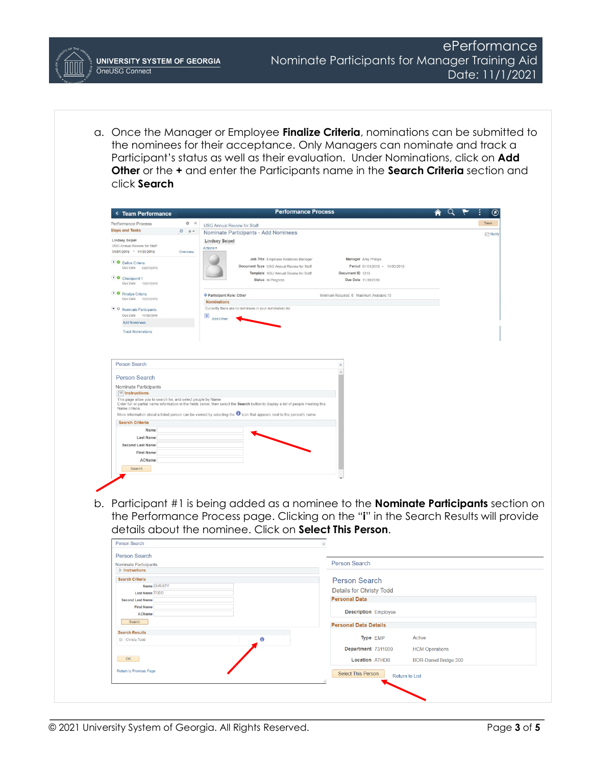a. Once the Manager or Employee **Finalize Criteria**, nominations can be submitted to the nominees for their acceptance. Only Managers can nominate and track a Participant's status as well as their evaluation. Under Nominations, click on **Add Other** or the **+** and enter the Participants name in the **Search Criteria** section and click **Search**

b. Participant #1 is being added as a nominee to the **Nominate Participants** section on the Performance Process page. Clicking on the "**i**" in the Search Results will provide details about the nominee. Click on **Select This Person**.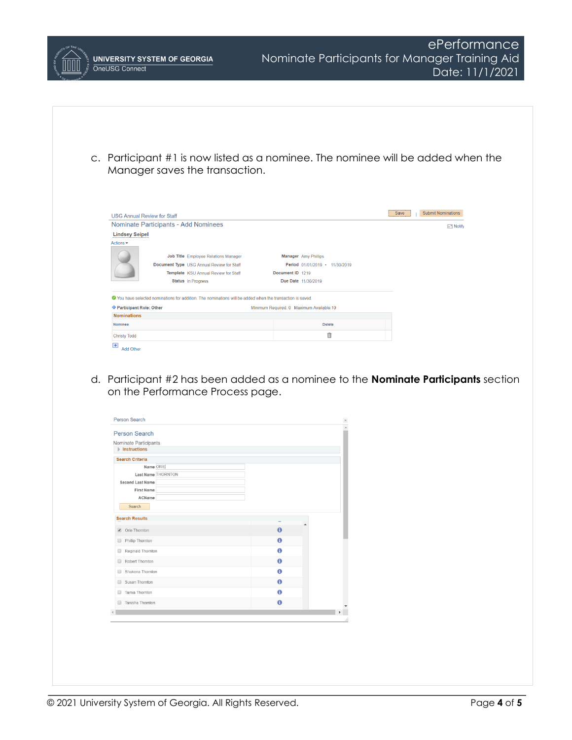c. Participant #1 is now listed as a nominee. The nominee will be added when the Manager saves the transaction.

d. Participant #2 has been added as a nominee to the **Nominate Participants** section on the Performance Process page.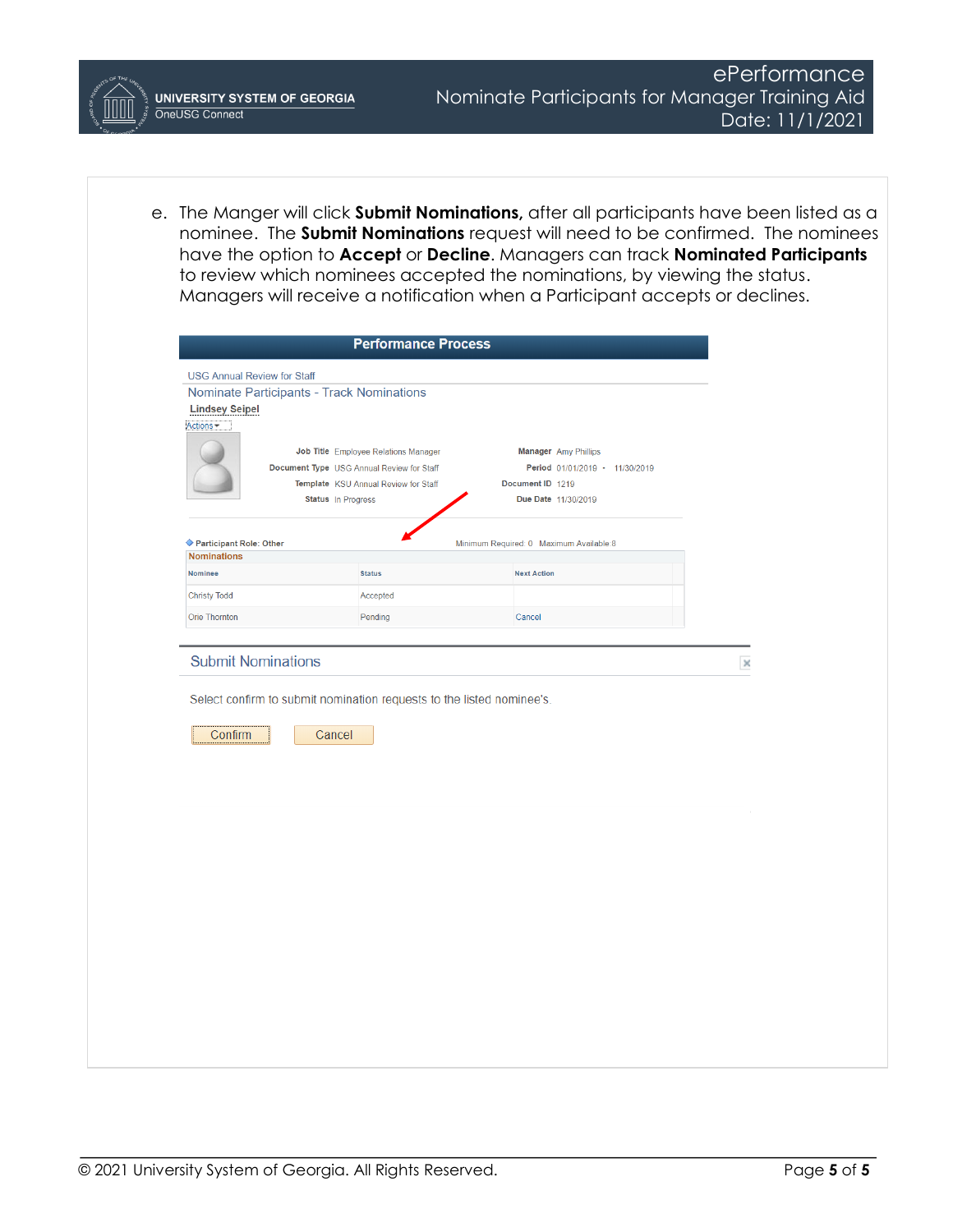e. The Manger will click **Submit Nominations,** after all participants have been listed as a nominee. The **Submit Nominations** request will need to be confirmed. The nominees have the option to **Accept** or **Decline**. Managers can track **Nominated Participants** to review which nominees accepted the nominations, by viewing the status. Managers will receive a notification when a Participant accepts or declines.

**Performance Process**

USG Annual Review for Staff

Nominate Participants - Track Nominations

Lindsey Seipel

Actions

| | | | |
|---|---|---|---|
| Job Title | Employee Relations Manager | Manager | Amy Phillips |
| Document Type | USG Annual Review for Staff | Period | 01/01/2019 - 11/30/2019 |
| Template | KSU Annual Review for Staff | Document ID | 1219 |
| Status | In Progress | Due Date | 11/30/2019 |

Participant Role: Other — Minimum Required: 0 Maximum Available 8

Nominations

| Nominee | Status | Next Action |
|---|---|---|
| Christy Todd | Accepted | |
| Orie Thornton | Pending | Cancel |

**Submit Nominations**

Select confirm to submit nomination requests to the listed nominee's.

Confirm  Cancel